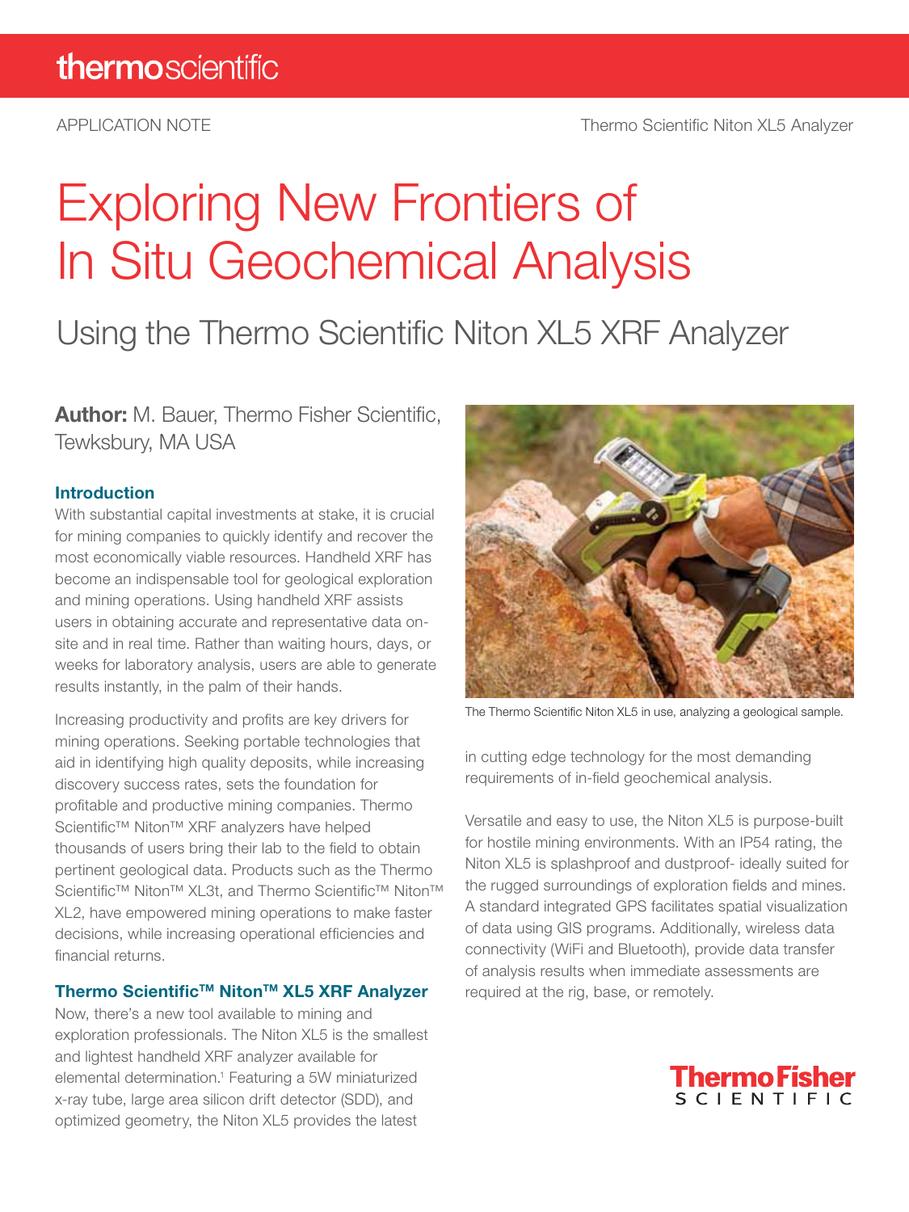thermoscientific

APPLICATION NOTE

Thermo Scientific Niton XL5 Analyzer

# Exploring New Frontiers of In Situ Geochemical Analysis

## Using the Thermo Scientific Niton XL5 XRF Analyzer

**Author:** M. Bauer, Thermo Fisher Scientific, Tewksbury, MA USA

### Introduction

With substantial capital investments at stake, it is crucial for mining companies to quickly identify and recover the most economically viable resources. Handheld XRF has become an indispensable tool for geological exploration and mining operations. Using handheld XRF assists users in obtaining accurate and representative data on-site and in real time. Rather than waiting hours, days, or weeks for laboratory analysis, users are able to generate results instantly, in the palm of their hands.

Increasing productivity and profits are key drivers for mining operations. Seeking portable technologies that aid in identifying high quality deposits, while increasing discovery success rates, sets the foundation for profitable and productive mining companies. Thermo Scientific™ Niton™ XRF analyzers have helped thousands of users bring their lab to the field to obtain pertinent geological data. Products such as the Thermo Scientific™ Niton™ XL3t, and Thermo Scientific™ Niton™ XL2, have empowered mining operations to make faster decisions, while increasing operational efficiencies and financial returns.

### Thermo Scientific™ Niton™ XL5 XRF Analyzer

Now, there's a new tool available to mining and exploration professionals. The Niton XL5 is the smallest and lightest handheld XRF analyzer available for elemental determination.[1] Featuring a 5W miniaturized x-ray tube, large area silicon drift detector (SDD), and optimized geometry, the Niton XL5 provides the latest in cutting edge technology for the most demanding requirements of in-field geochemical analysis.

The Thermo Scientific Niton XL5 in use, analyzing a geological sample.

Versatile and easy to use, the Niton XL5 is purpose-built for hostile mining environments. With an IP54 rating, the Niton XL5 is splashproof and dustproof- ideally suited for the rugged surroundings of exploration fields and mines. A standard integrated GPS facilitates spatial visualization of data using GIS programs. Additionally, wireless data connectivity (WiFi and Bluetooth), provide data transfer of analysis results when immediate assessments are required at the rig, base, or remotely.

ThermoFisher SCIENTIFIC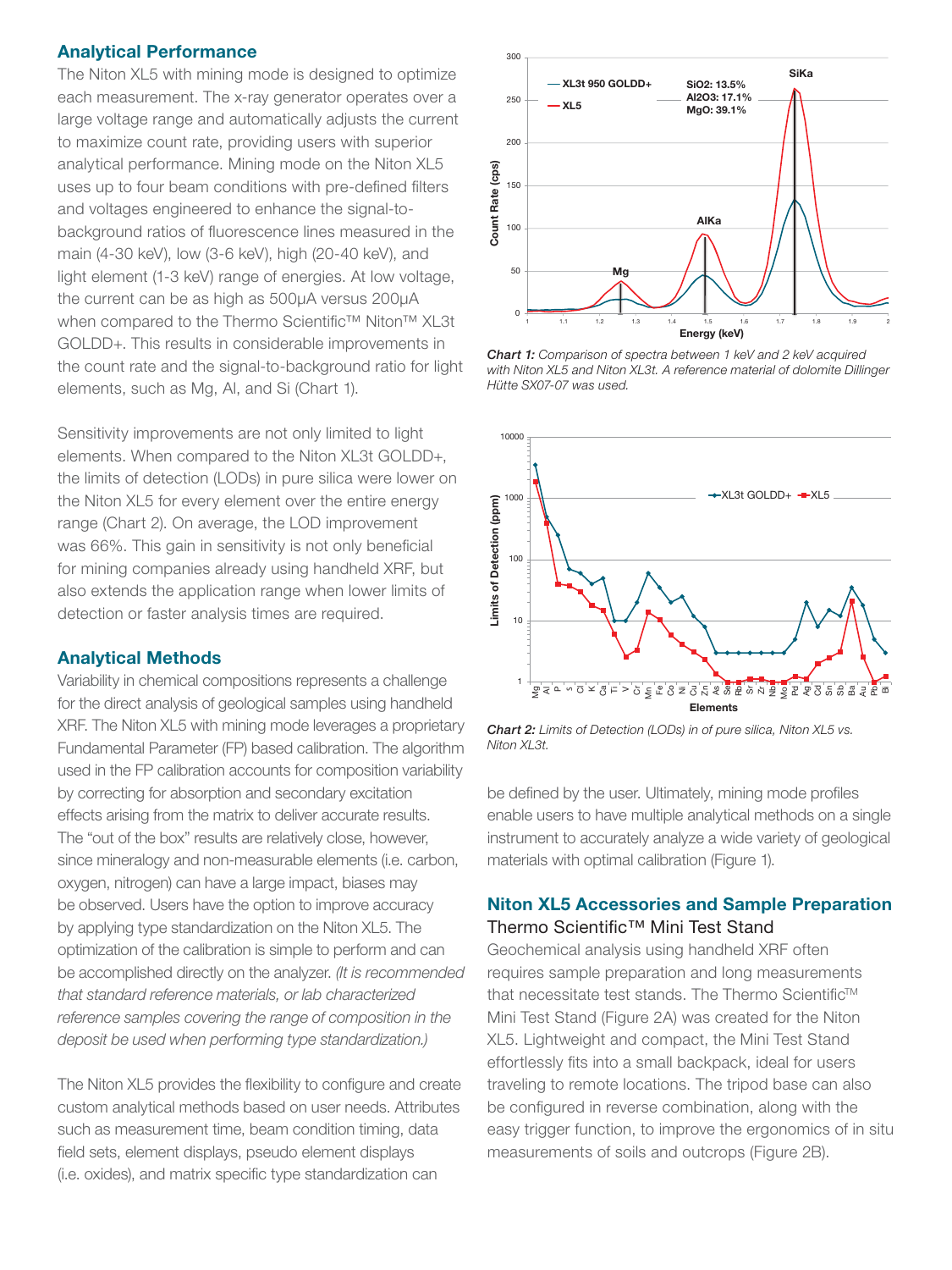## Analytical Performance

The Niton XL5 with mining mode is designed to optimize each measurement. The x-ray generator operates over a large voltage range and automatically adjusts the current to maximize count rate, providing users with superior analytical performance. Mining mode on the Niton XL5 uses up to four beam conditions with pre-defined filters and voltages engineered to enhance the signal-to-background ratios of fluorescence lines measured in the main (4-30 keV), low (3-6 keV), high (20-40 keV), and light element (1-3 keV) range of energies. At low voltage, the current can be as high as 500µA versus 200µA when compared to the Thermo Scientific™ Niton™ XL3t GOLDD+. This results in considerable improvements in the count rate and the signal-to-background ratio for light elements, such as Mg, Al, and Si (Chart 1).

Sensitivity improvements are not only limited to light elements. When compared to the Niton XL3t GOLDD+, the limits of detection (LODs) in pure silica were lower on the Niton XL5 for every element over the entire energy range (Chart 2). On average, the LOD improvement was 66%. This gain in sensitivity is not only beneficial for mining companies already using handheld XRF, but also extends the application range when lower limits of detection or faster analysis times are required.

*Chart 1: Comparison of spectra between 1 keV and 2 keV acquired with Niton XL5 and Niton XL3t. A reference material of dolomite Dillinger Hütte SX07-07 was used.*

*Chart 2: Limits of Detection (LODs) in of pure silica, Niton XL5 vs. Niton XL3t.*

## Analytical Methods

Variability in chemical compositions represents a challenge for the direct analysis of geological samples using handheld XRF. The Niton XL5 with mining mode leverages a proprietary Fundamental Parameter (FP) based calibration. The algorithm used in the FP calibration accounts for composition variability by correcting for absorption and secondary excitation effects arising from the matrix to deliver accurate results. The "out of the box" results are relatively close, however, since mineralogy and non-measurable elements (i.e. carbon, oxygen, nitrogen) can have a large impact, biases may be observed. Users have the option to improve accuracy by applying type standardization on the Niton XL5. The optimization of the calibration is simple to perform and can be accomplished directly on the analyzer. *(It is recommended that standard reference materials, or lab characterized reference samples covering the range of composition in the deposit be used when performing type standardization.)*

The Niton XL5 provides the flexibility to configure and create custom analytical methods based on user needs. Attributes such as measurement time, beam condition timing, data field sets, element displays, pseudo element displays (i.e. oxides), and matrix specific type standardization can be defined by the user. Ultimately, mining mode profiles enable users to have multiple analytical methods on a single instrument to accurately analyze a wide variety of geological materials with optimal calibration (Figure 1).

## Niton XL5 Accessories and Sample Preparation

### Thermo Scientific™ Mini Test Stand

Geochemical analysis using handheld XRF often requires sample preparation and long measurements that necessitate test stands. The Thermo Scientific™ Mini Test Stand (Figure 2A) was created for the Niton XL5. Lightweight and compact, the Mini Test Stand effortlessly fits into a small backpack, ideal for users traveling to remote locations. The tripod base can also be configured in reverse combination, along with the easy trigger function, to improve the ergonomics of in situ measurements of soils and outcrops (Figure 2B).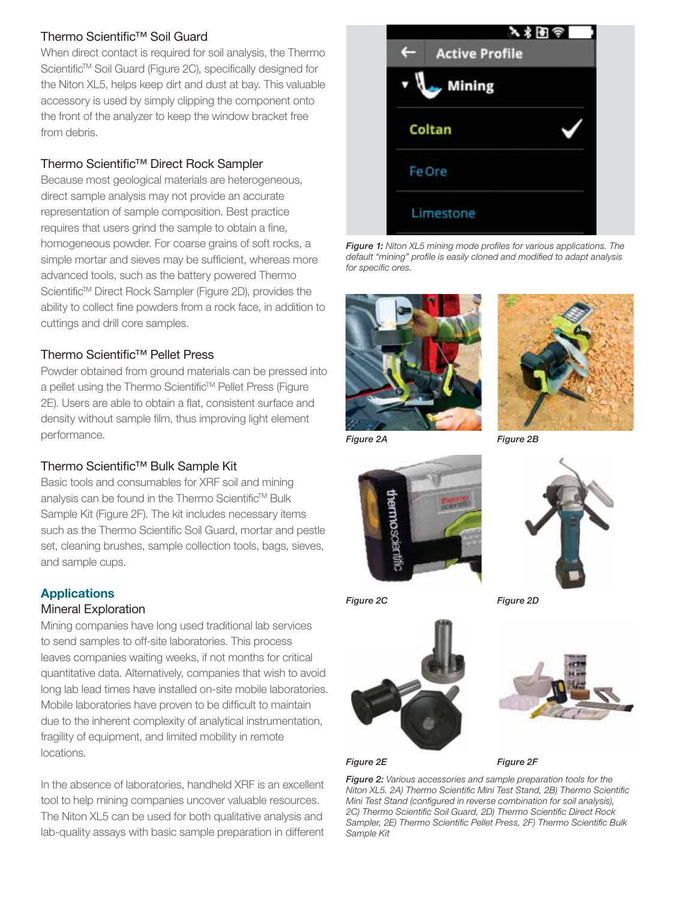### Thermo Scientific™ Soil Guard

When direct contact is required for soil analysis, the Thermo Scientific™ Soil Guard (Figure 2C), specifically designed for the Niton XL5, helps keep dirt and dust at bay. This valuable accessory is used by simply clipping the component onto the front of the analyzer to keep the window bracket free from debris.

### Thermo Scientific™ Direct Rock Sampler

Because most geological materials are heterogeneous, direct sample analysis may not provide an accurate representation of sample composition. Best practice requires that users grind the sample to obtain a fine, homogeneous powder. For coarse grains of soft rocks, a simple mortar and sieves may be sufficient, whereas more advanced tools, such as the battery powered Thermo Scientific™ Direct Rock Sampler (Figure 2D), provides the ability to collect fine powders from a rock face, in addition to cuttings and drill core samples.

### Thermo Scientific™ Pellet Press

Powder obtained from ground materials can be pressed into a pellet using the Thermo Scientific™ Pellet Press (Figure 2E). Users are able to obtain a flat, consistent surface and density without sample film, thus improving light element performance.

### Thermo Scientific™ Bulk Sample Kit

Basic tools and consumables for XRF soil and mining analysis can be found in the Thermo Scientific™ Bulk Sample Kit (Figure 2F). The kit includes necessary items such as the Thermo Scientific Soil Guard, mortar and pestle set, cleaning brushes, sample collection tools, bags, sieves, and sample cups.

## Applications

### Mineral Exploration

Mining companies have long used traditional lab services to send samples to off-site laboratories. This process leaves companies waiting weeks, if not months for critical quantitative data. Alternatively, companies that wish to avoid long lab lead times have installed on-site mobile laboratories. Mobile laboratories have proven to be difficult to maintain due to the inherent complexity of analytical instrumentation, fragility of equipment, and limited mobility in remote locations.

In the absence of laboratories, handheld XRF is an excellent tool to help mining companies uncover valuable resources. The Niton XL5 can be used for both qualitative analysis and lab-quality assays with basic sample preparation in different

*Figure 1:* *Niton XL5 mining mode profiles for various applications. The default "mining" profile is easily cloned and modified to adapt analysis for specific ores.*

*Figure 2A*

*Figure 2B*

*Figure 2C*

*Figure 2D*

*Figure 2E*

*Figure 2F*

*Figure 2:* *Various accessories and sample preparation tools for the Niton XL5. 2A) Thermo Scientific Mini Test Stand, 2B) Thermo Scientific Mini Test Stand (configured in reverse combination for soil analysis), 2C) Thermo Scientific Soil Guard, 2D) Thermo Scientific Direct Rock Sampler, 2E) Thermo Scientific Pellet Press, 2F) Thermo Scientific Bulk Sample Kit*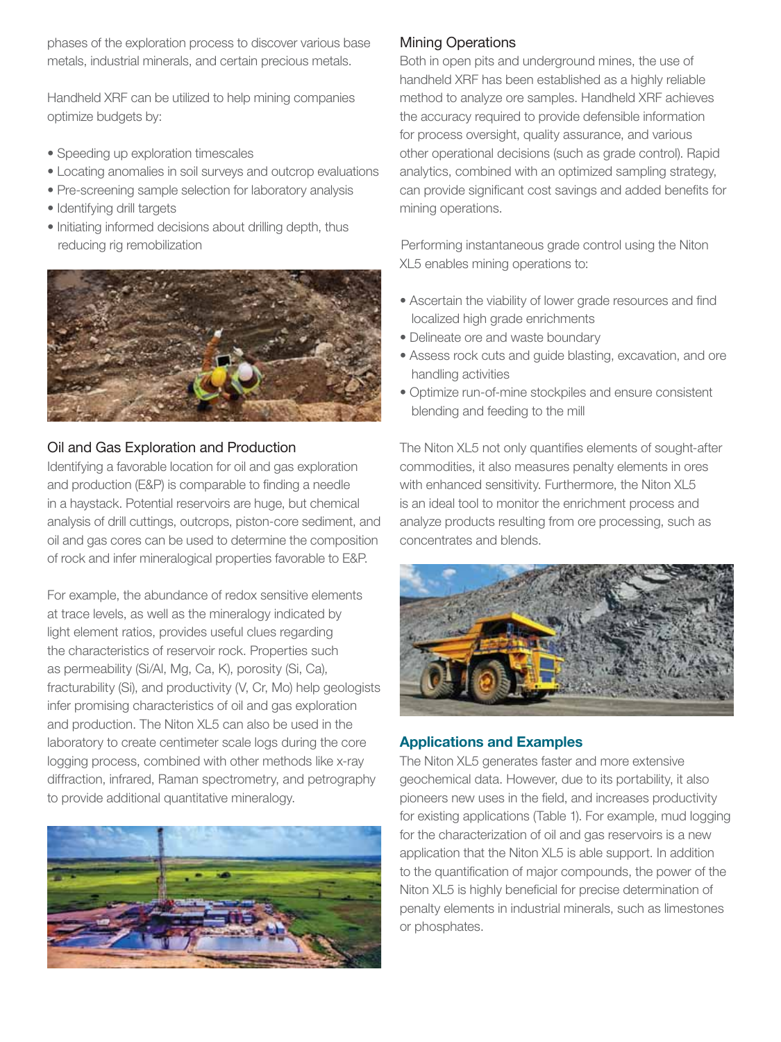phases of the exploration process to discover various base metals, industrial minerals, and certain precious metals.

Handheld XRF can be utilized to help mining companies optimize budgets by:

- Speeding up exploration timescales
- Locating anomalies in soil surveys and outcrop evaluations
- Pre-screening sample selection for laboratory analysis
- Identifying drill targets
- Initiating informed decisions about drilling depth, thus reducing rig remobilization

### Oil and Gas Exploration and Production

Identifying a favorable location for oil and gas exploration and production (E&P) is comparable to finding a needle in a haystack. Potential reservoirs are huge, but chemical analysis of drill cuttings, outcrops, piston-core sediment, and oil and gas cores can be used to determine the composition of rock and infer mineralogical properties favorable to E&P.

For example, the abundance of redox sensitive elements at trace levels, as well as the mineralogy indicated by light element ratios, provides useful clues regarding the characteristics of reservoir rock. Properties such as permeability (Si/Al, Mg, Ca, K), porosity (Si, Ca), fracturability (Si), and productivity (V, Cr, Mo) help geologists infer promising characteristics of oil and gas exploration and production. The Niton XL5 can also be used in the laboratory to create centimeter scale logs during the core logging process, combined with other methods like x-ray diffraction, infrared, Raman spectrometry, and petrography to provide additional quantitative mineralogy.

### Mining Operations

Both in open pits and underground mines, the use of handheld XRF has been established as a highly reliable method to analyze ore samples. Handheld XRF achieves the accuracy required to provide defensible information for process oversight, quality assurance, and various other operational decisions (such as grade control). Rapid analytics, combined with an optimized sampling strategy, can provide significant cost savings and added benefits for mining operations.

Performing instantaneous grade control using the Niton XL5 enables mining operations to:

- Ascertain the viability of lower grade resources and find localized high grade enrichments
- Delineate ore and waste boundary
- Assess rock cuts and guide blasting, excavation, and ore handling activities
- Optimize run-of-mine stockpiles and ensure consistent blending and feeding to the mill

The Niton XL5 not only quantifies elements of sought-after commodities, it also measures penalty elements in ores with enhanced sensitivity. Furthermore, the Niton XL5 is an ideal tool to monitor the enrichment process and analyze products resulting from ore processing, such as concentrates and blends.

## Applications and Examples

The Niton XL5 generates faster and more extensive geochemical data. However, due to its portability, it also pioneers new uses in the field, and increases productivity for existing applications (Table 1). For example, mud logging for the characterization of oil and gas reservoirs is a new application that the Niton XL5 is able support. In addition to the quantification of major compounds, the power of the Niton XL5 is highly beneficial for precise determination of penalty elements in industrial minerals, such as limestones or phosphates.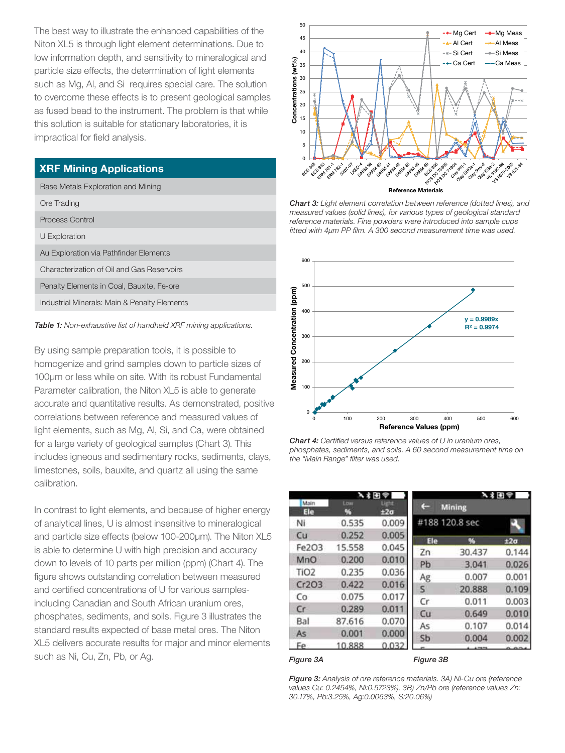The best way to illustrate the enhanced capabilities of the Niton XL5 is through light element determinations. Due to low information depth, and sensitivity to mineralogical and particle size effects, the determination of light elements such as Mg, Al, and Si requires special care. The solution to overcome these effects is to present geological samples as fused bead to the instrument. The problem is that while this solution is suitable for stationary laboratories, it is impractical for field analysis.

| XRF Mining Applications |
|---|
| Base Metals Exploration and Mining |
| Ore Trading |
| Process Control |
| U Exploration |
| Au Exploration via Pathfinder Elements |
| Characterization of Oil and Gas Reservoirs |
| Penalty Elements in Coal, Bauxite, Fe-ore |
| Industrial Minerals: Main & Penalty Elements |

***Table 1:*** *Non-exhaustive list of handheld XRF mining applications.*

By using sample preparation tools, it is possible to homogenize and grind samples down to particle sizes of 100µm or less while on site. With its robust Fundamental Parameter calibration, the Niton XL5 is able to generate accurate and quantitative results. As demonstrated, positive correlations between reference and measured values of light elements, such as Mg, Al, Si, and Ca, were obtained for a large variety of geological samples (Chart 3). This includes igneous and sedimentary rocks, sediments, clays, limestones, soils, bauxite, and quartz all using the same calibration.

In contrast to light elements, and because of higher energy of analytical lines, U is almost insensitive to mineralogical and particle size effects (below 100-200µm). The Niton XL5 is able to determine U with high precision and accuracy down to levels of 10 parts per million (ppm) (Chart 4). The figure shows outstanding correlation between measured and certified concentrations of U for various samples-including Canadian and South African uranium ores, phosphates, sediments, and soils. Figure 3 illustrates the standard results expected of base metal ores. The Niton XL5 delivers accurate results for major and minor elements such as Ni, Cu, Zn, Pb, or Ag.

***Chart 3:*** *Light element correlation between reference (dotted lines), and measured values (solid lines), for various types of geological standard reference materials. Fine powders were introduced into sample cups fitted with 4µm PP film. A 300 second measurement time was used.*

***Chart 4:*** *Certified versus reference values of U in uranium ores, phosphates, sediments, and soils. A 60 second measurement time on the "Main Range" filter was used.*

Figure 3A

| Ele | % | ±2σ |
|---|---|---|
| Ni | 0.535 | 0.009 |
| Cu | 0.252 | 0.005 |
| Fe2O3 | 15.558 | 0.045 |
| MnO | 0.200 | 0.010 |
| TiO2 | 0.235 | 0.036 |
| Cr2O3 | 0.422 | 0.016 |
| Co | 0.075 | 0.017 |
| Cr | 0.289 | 0.011 |
| Bal | 87.616 | 0.070 |
| As | 0.001 | 0.000 |
| Fe | 10.888 | 0.032 |

Figure 3B

Mining — #188 120.8 sec

| Ele | % | ±2σ |
|---|---|---|
| Zn | 30.437 | 0.144 |
| Pb | 3.041 | 0.026 |
| Ag | 0.007 | 0.001 |
| S | 20.888 | 0.109 |
| Cr | 0.011 | 0.003 |
| Cu | 0.649 | 0.010 |
| As | 0.107 | 0.014 |
| Sb | 0.004 | 0.002 |

***Figure 3:*** *Analysis of ore reference materials. 3A) Ni-Cu ore (reference values Cu: 0.2454%, Ni:0.5723%), 3B) Zn/Pb ore (reference values Zn: 30.17%, Pb:3.25%, Ag:0.0063%, S:20.06%)*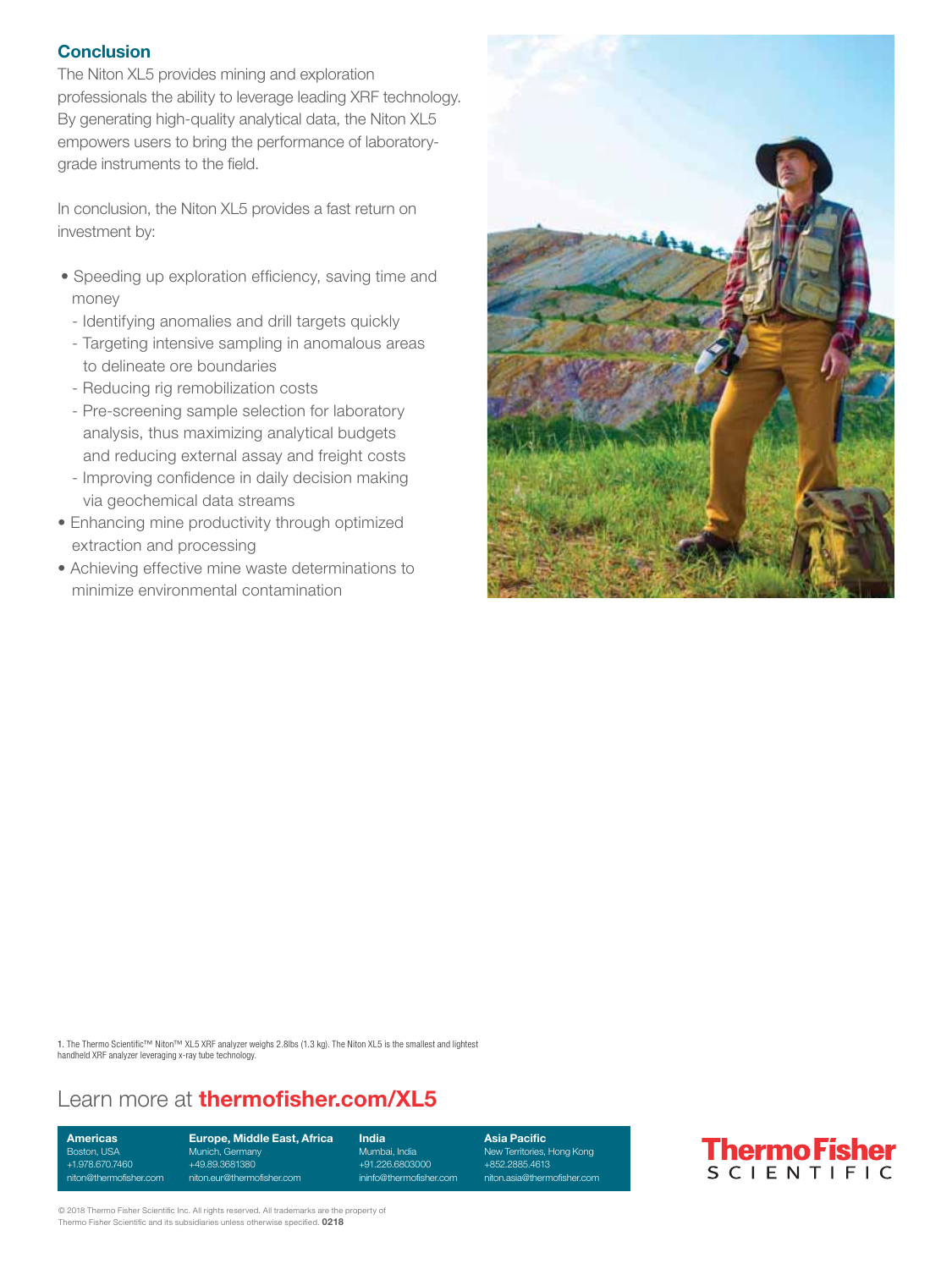## Conclusion

The Niton XL5 provides mining and exploration professionals the ability to leverage leading XRF technology. By generating high-quality analytical data, the Niton XL5 empowers users to bring the performance of laboratory-grade instruments to the field.

In conclusion, the Niton XL5 provides a fast return on investment by:

- Speeding up exploration efficiency, saving time and money
  - Identifying anomalies and drill targets quickly
  - Targeting intensive sampling in anomalous areas to delineate ore boundaries
  - Reducing rig remobilization costs
  - Pre-screening sample selection for laboratory analysis, thus maximizing analytical budgets and reducing external assay and freight costs
  - Improving confidence in daily decision making via geochemical data streams
- Enhancing mine productivity through optimized extraction and processing
- Achieving effective mine waste determinations to minimize environmental contamination

1. The Thermo Scientific™ Niton™ XL5 XRF analyzer weighs 2.8lbs (1.3 kg). The Niton XL5 is the smallest and lightest handheld XRF analyzer leveraging x-ray tube technology.

Learn more at **thermofisher.com/XL5**

| Americas | Europe, Middle East, Africa | India | Asia Pacific |
|---|---|---|---|
| Boston, USA | Munich, Germany | Mumbai, India | New Territories, Hong Kong |
| +1.978.670.7460 | +49.89.3681380 | +91.226.6803000 | +852.2885.4613 |
| niton@thermofisher.com | niton.eur@thermofisher.com | ininfo@thermofisher.com | niton.asia@thermofisher.com |

ThermoFisher SCIENTIFIC

© 2018 Thermo Fisher Scientific Inc. All rights reserved. All trademarks are the property of Thermo Fisher Scientific and its subsidiaries unless otherwise specified. **0218**